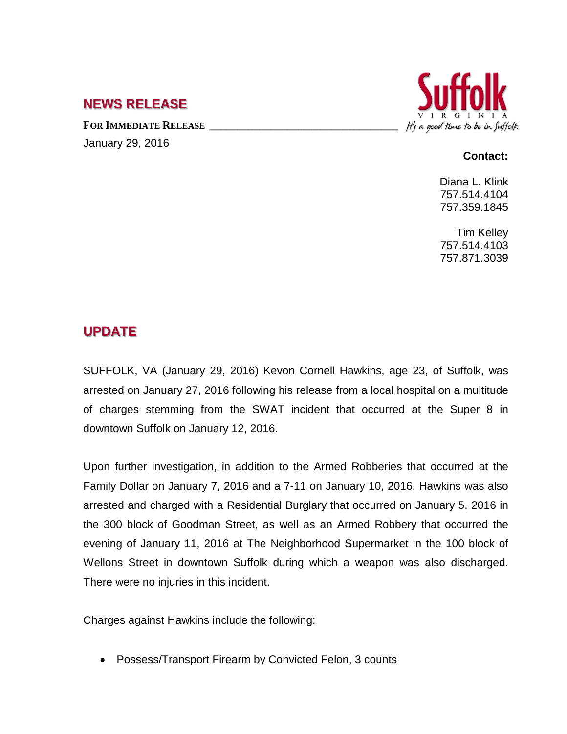## NEWS RELEASE

**FOR IMMEDIATE RELEASE**

January 29, 2016

Suffolk
VIRGINIA
*It's a good time to be in Suffolk*

**Contact:**

Diana L. Klink
757.514.4104
757.359.1845

Tim Kelley
757.514.4103
757.871.3039

## UPDATE

SUFFOLK, VA (January 29, 2016) Kevon Cornell Hawkins, age 23, of Suffolk, was arrested on January 27, 2016 following his release from a local hospital on a multitude of charges stemming from the SWAT incident that occurred at the Super 8 in downtown Suffolk on January 12, 2016.

Upon further investigation, in addition to the Armed Robberies that occurred at the Family Dollar on January 7, 2016 and a 7-11 on January 10, 2016, Hawkins was also arrested and charged with a Residential Burglary that occurred on January 5, 2016 in the 300 block of Goodman Street, as well as an Armed Robbery that occurred the evening of January 11, 2016 at The Neighborhood Supermarket in the 100 block of Wellons Street in downtown Suffolk during which a weapon was also discharged. There were no injuries in this incident.

Charges against Hawkins include the following:

- Possess/Transport Firearm by Convicted Felon, 3 counts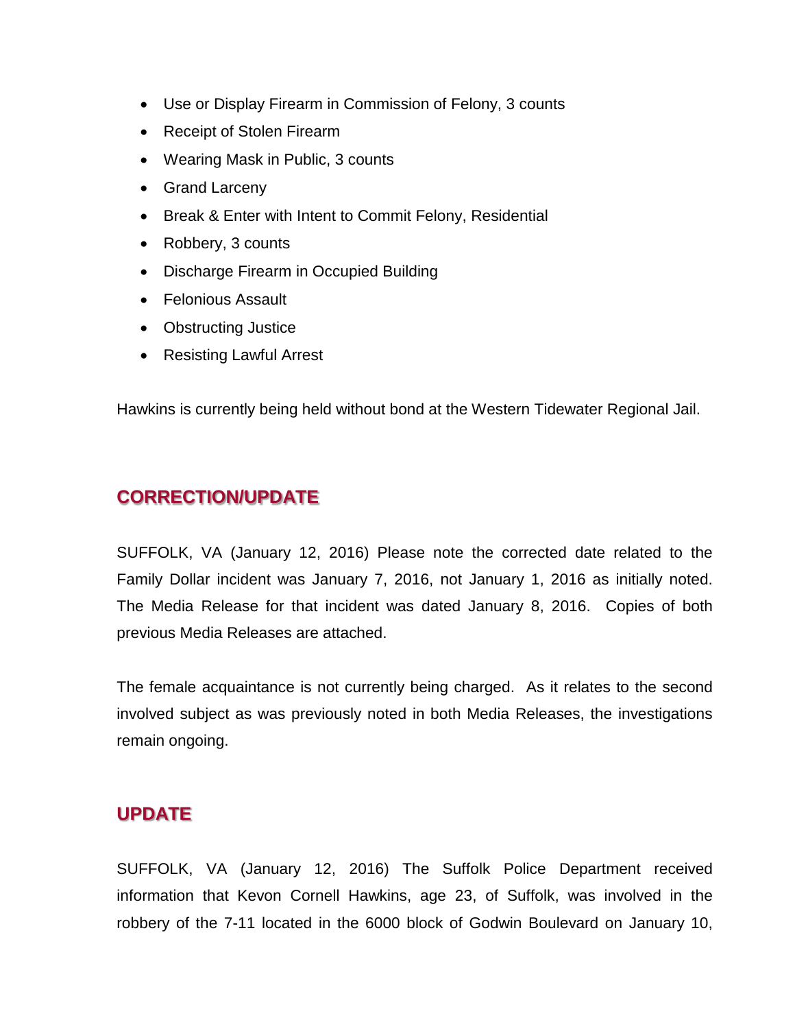- Use or Display Firearm in Commission of Felony, 3 counts
- Receipt of Stolen Firearm
- Wearing Mask in Public, 3 counts
- Grand Larceny
- Break & Enter with Intent to Commit Felony, Residential
- Robbery, 3 counts
- Discharge Firearm in Occupied Building
- Felonious Assault
- Obstructing Justice
- Resisting Lawful Arrest

Hawkins is currently being held without bond at the Western Tidewater Regional Jail.

## CORRECTION/UPDATE

SUFFOLK, VA (January 12, 2016) Please note the corrected date related to the Family Dollar incident was January 7, 2016, not January 1, 2016 as initially noted. The Media Release for that incident was dated January 8, 2016. Copies of both previous Media Releases are attached.

The female acquaintance is not currently being charged. As it relates to the second involved subject as was previously noted in both Media Releases, the investigations remain ongoing.

## UPDATE

SUFFOLK, VA (January 12, 2016) The Suffolk Police Department received information that Kevon Cornell Hawkins, age 23, of Suffolk, was involved in the robbery of the 7-11 located in the 6000 block of Godwin Boulevard on January 10,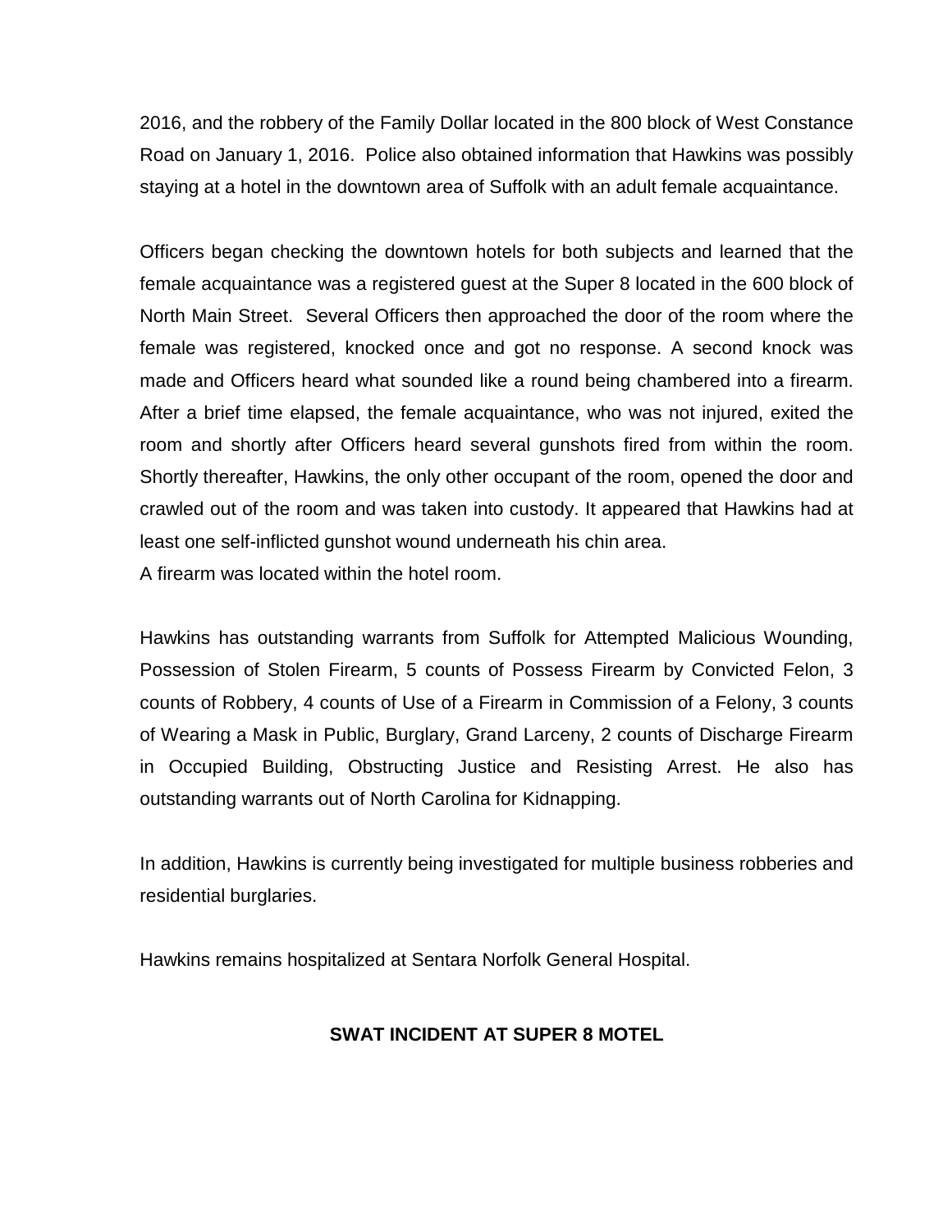2016, and the robbery of the Family Dollar located in the 800 block of West Constance Road on January 1, 2016. Police also obtained information that Hawkins was possibly staying at a hotel in the downtown area of Suffolk with an adult female acquaintance.

Officers began checking the downtown hotels for both subjects and learned that the female acquaintance was a registered guest at the Super 8 located in the 600 block of North Main Street. Several Officers then approached the door of the room where the female was registered, knocked once and got no response. A second knock was made and Officers heard what sounded like a round being chambered into a firearm. After a brief time elapsed, the female acquaintance, who was not injured, exited the room and shortly after Officers heard several gunshots fired from within the room. Shortly thereafter, Hawkins, the only other occupant of the room, opened the door and crawled out of the room and was taken into custody. It appeared that Hawkins had at least one self-inflicted gunshot wound underneath his chin area.
A firearm was located within the hotel room.

Hawkins has outstanding warrants from Suffolk for Attempted Malicious Wounding, Possession of Stolen Firearm, 5 counts of Possess Firearm by Convicted Felon, 3 counts of Robbery, 4 counts of Use of a Firearm in Commission of a Felony, 3 counts of Wearing a Mask in Public, Burglary, Grand Larceny, 2 counts of Discharge Firearm in Occupied Building, Obstructing Justice and Resisting Arrest. He also has outstanding warrants out of North Carolina for Kidnapping.

In addition, Hawkins is currently being investigated for multiple business robberies and residential burglaries.

Hawkins remains hospitalized at Sentara Norfolk General Hospital.

**SWAT INCIDENT AT SUPER 8 MOTEL**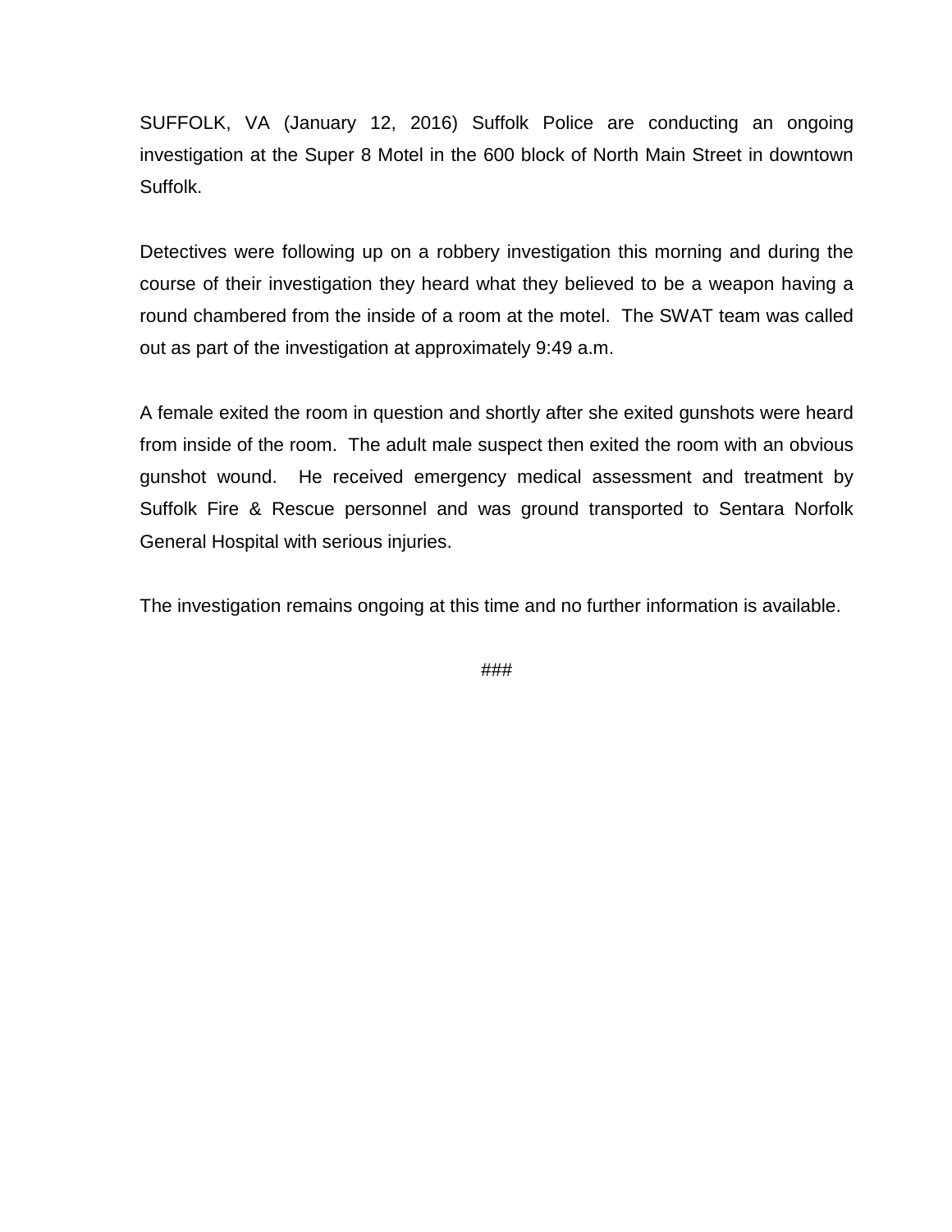SUFFOLK, VA (January 12, 2016) Suffolk Police are conducting an ongoing investigation at the Super 8 Motel in the 600 block of North Main Street in downtown Suffolk.

Detectives were following up on a robbery investigation this morning and during the course of their investigation they heard what they believed to be a weapon having a round chambered from the inside of a room at the motel. The SWAT team was called out as part of the investigation at approximately 9:49 a.m.

A female exited the room in question and shortly after she exited gunshots were heard from inside of the room. The adult male suspect then exited the room with an obvious gunshot wound. He received emergency medical assessment and treatment by Suffolk Fire & Rescue personnel and was ground transported to Sentara Norfolk General Hospital with serious injuries.

The investigation remains ongoing at this time and no further information is available.

###